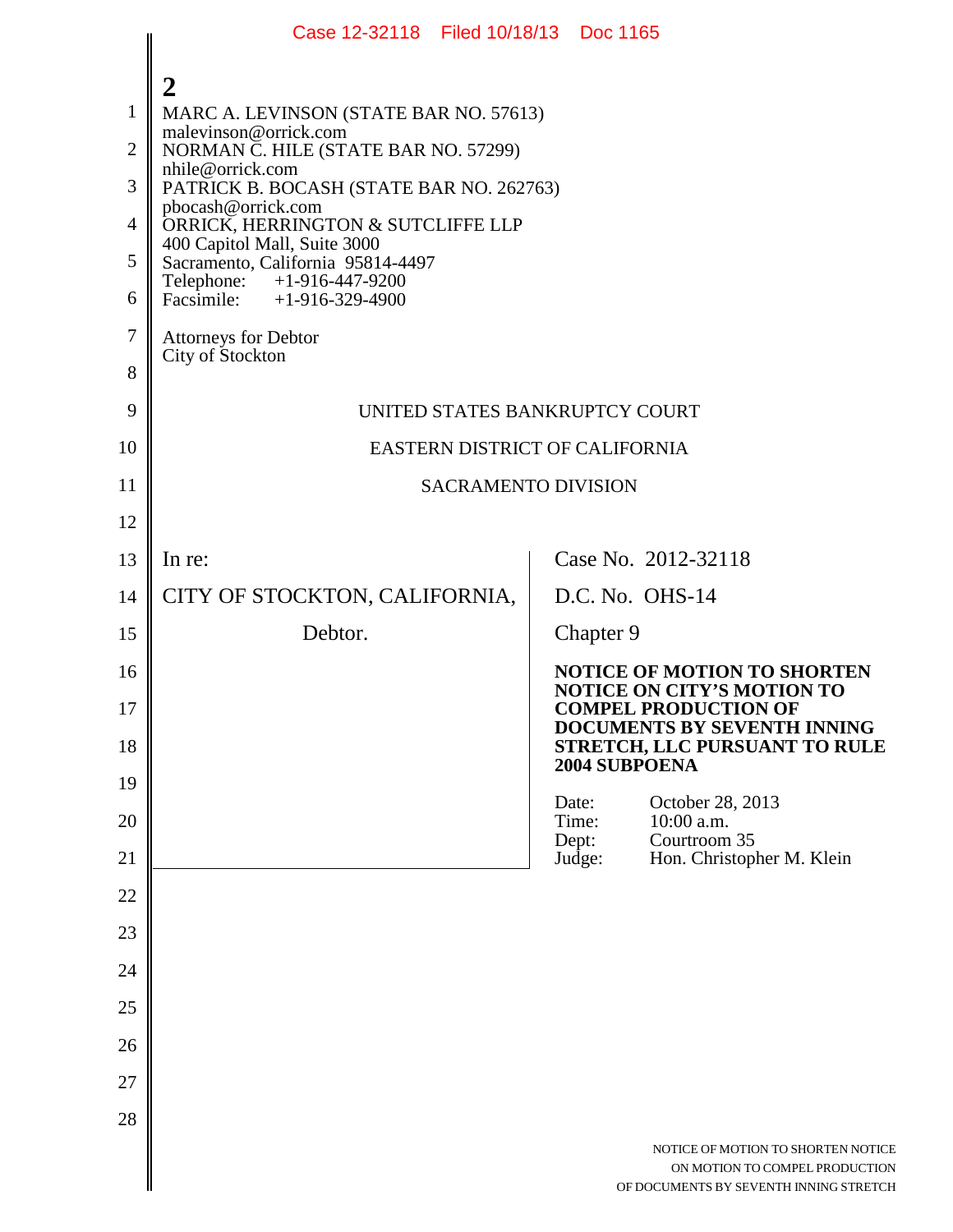2

MARC A. LEVINSON (STATE BAR NO. 57613)
malevinson@orrick.com
NORMAN C. HILE (STATE BAR NO. 57299)
nhile@orrick.com
PATRICK B. BOCASH (STATE BAR NO. 262763)
pbocash@orrick.com
ORRICK, HERRINGTON & SUTCLIFFE LLP
400 Capitol Mall, Suite 3000
Sacramento, California 95814-4497
Telephone: +1-916-447-9200
Facsimile: +1-916-329-4900

Attorneys for Debtor
City of Stockton

UNITED STATES BANKRUPTCY COURT

EASTERN DISTRICT OF CALIFORNIA

SACRAMENTO DIVISION

| | |
|---|---|
| In re:<br><br>CITY OF STOCKTON, CALIFORNIA,<br><br>Debtor. | Case No. 2012-32118<br><br>D.C. No. OHS-14<br><br>Chapter 9<br><br>**NOTICE OF MOTION TO SHORTEN NOTICE ON CITY'S MOTION TO COMPEL PRODUCTION OF DOCUMENTS BY SEVENTH INNING STRETCH, LLC PURSUANT TO RULE 2004 SUBPOENA**<br><br>Date: October 28, 2013<br>Time: 10:00 a.m.<br>Dept: Courtroom 35<br>Judge: Hon. Christopher M. Klein |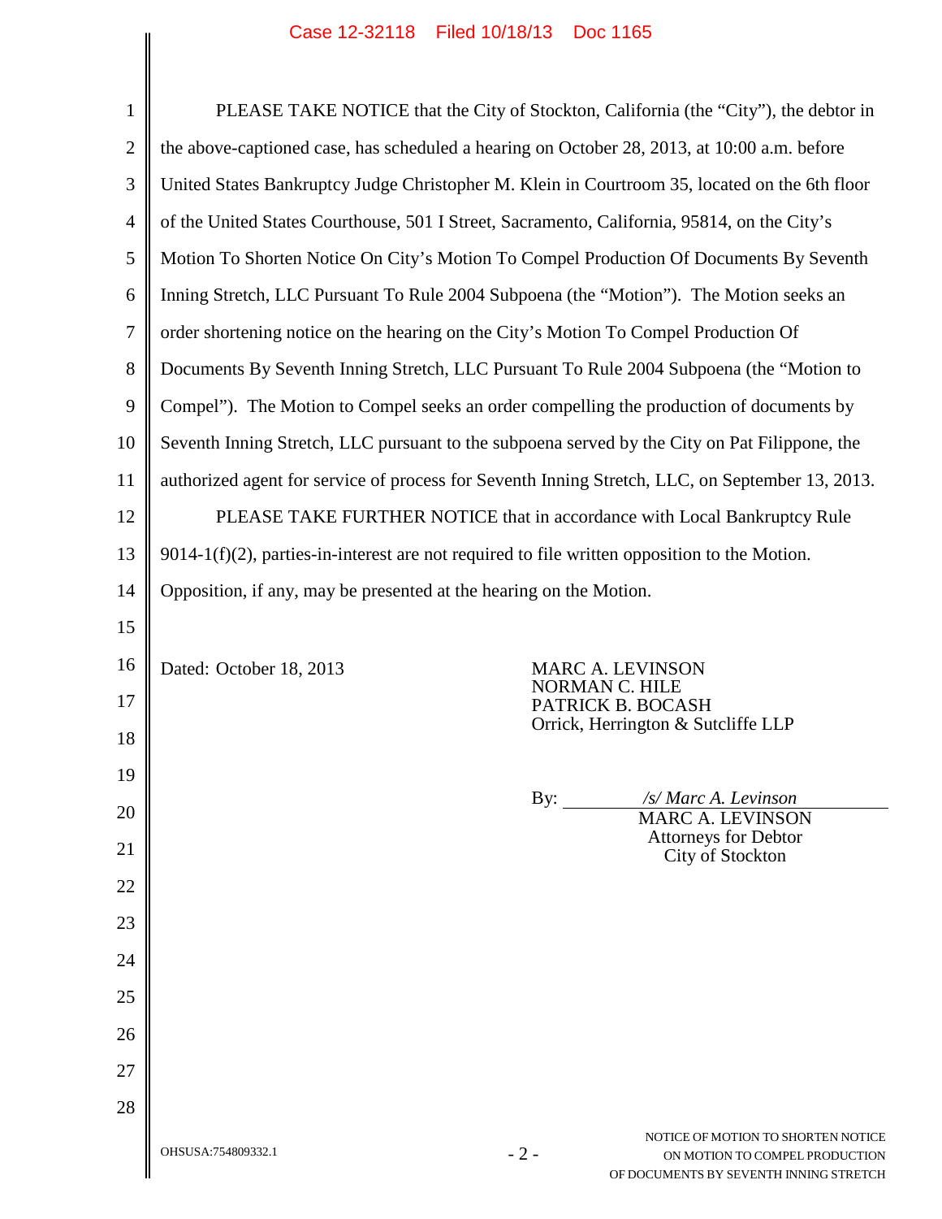PLEASE TAKE NOTICE that the City of Stockton, California (the "City"), the debtor in the above-captioned case, has scheduled a hearing on October 28, 2013, at 10:00 a.m. before United States Bankruptcy Judge Christopher M. Klein in Courtroom 35, located on the 6th floor of the United States Courthouse, 501 I Street, Sacramento, California, 95814, on the City's Motion To Shorten Notice On City's Motion To Compel Production Of Documents By Seventh Inning Stretch, LLC Pursuant To Rule 2004 Subpoena (the "Motion"). The Motion seeks an order shortening notice on the hearing on the City's Motion To Compel Production Of Documents By Seventh Inning Stretch, LLC Pursuant To Rule 2004 Subpoena (the "Motion to Compel"). The Motion to Compel seeks an order compelling the production of documents by Seventh Inning Stretch, LLC pursuant to the subpoena served by the City on Pat Filippone, the authorized agent for service of process for Seventh Inning Stretch, LLC, on September 13, 2013.

PLEASE TAKE FURTHER NOTICE that in accordance with Local Bankruptcy Rule 9014-1(f)(2), parties-in-interest are not required to file written opposition to the Motion. Opposition, if any, may be presented at the hearing on the Motion.

Dated: October 18, 2013

MARC A. LEVINSON
NORMAN C. HILE
PATRICK B. BOCASH
Orrick, Herrington & Sutcliffe LLP

By: */s/ Marc A. Levinson*
MARC A. LEVINSON
Attorneys for Debtor
City of Stockton